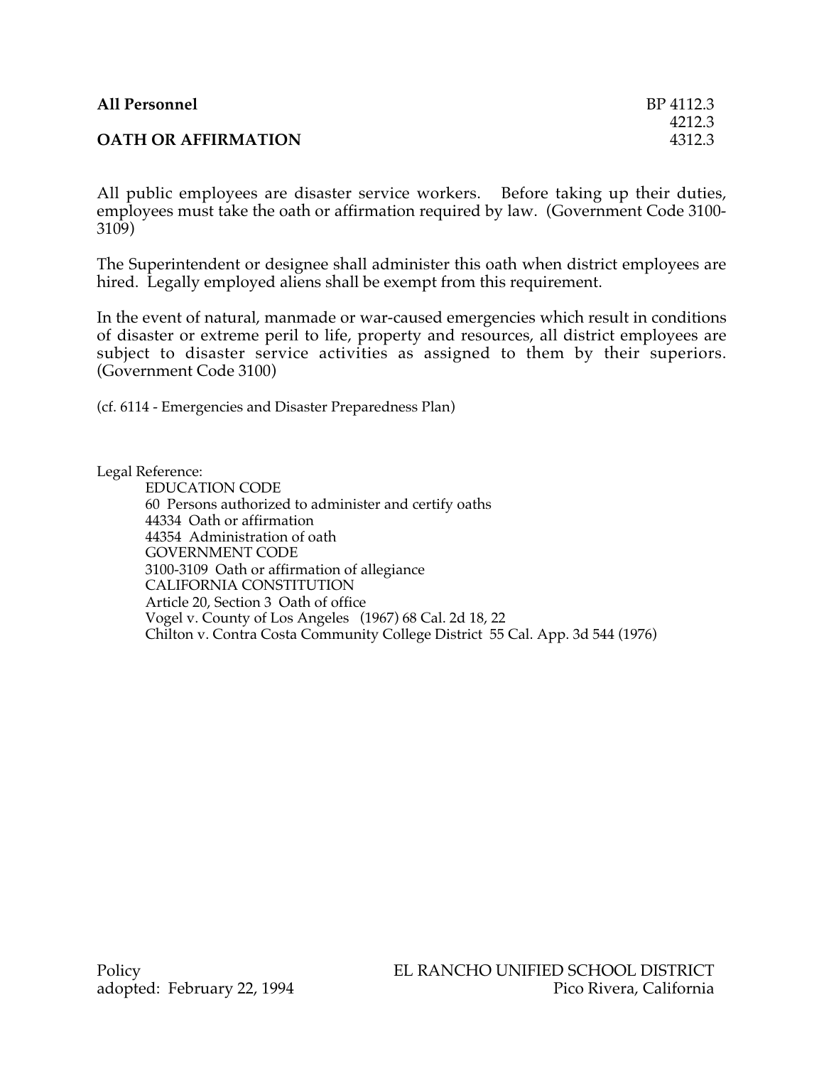**All Personnel** BP 4112.3
4212.3
**OATH OR AFFIRMATION** 4312.3

All public employees are disaster service workers. Before taking up their duties, employees must take the oath or affirmation required by law. (Government Code 3100-3109)

The Superintendent or designee shall administer this oath when district employees are hired. Legally employed aliens shall be exempt from this requirement.

In the event of natural, manmade or war-caused emergencies which result in conditions of disaster or extreme peril to life, property and resources, all district employees are subject to disaster service activities as assigned to them by their superiors. (Government Code 3100)

(cf. 6114 - Emergencies and Disaster Preparedness Plan)

Legal Reference:

EDUCATION CODE
60 Persons authorized to administer and certify oaths
44334 Oath or affirmation
44354 Administration of oath
GOVERNMENT CODE
3100-3109 Oath or affirmation of allegiance
CALIFORNIA CONSTITUTION
Article 20, Section 3 Oath of office
Vogel v. County of Los Angeles (1967) 68 Cal. 2d 18, 22
Chilton v. Contra Costa Community College District 55 Cal. App. 3d 544 (1976)

Policy
adopted: February 22, 1994

EL RANCHO UNIFIED SCHOOL DISTRICT
Pico Rivera, California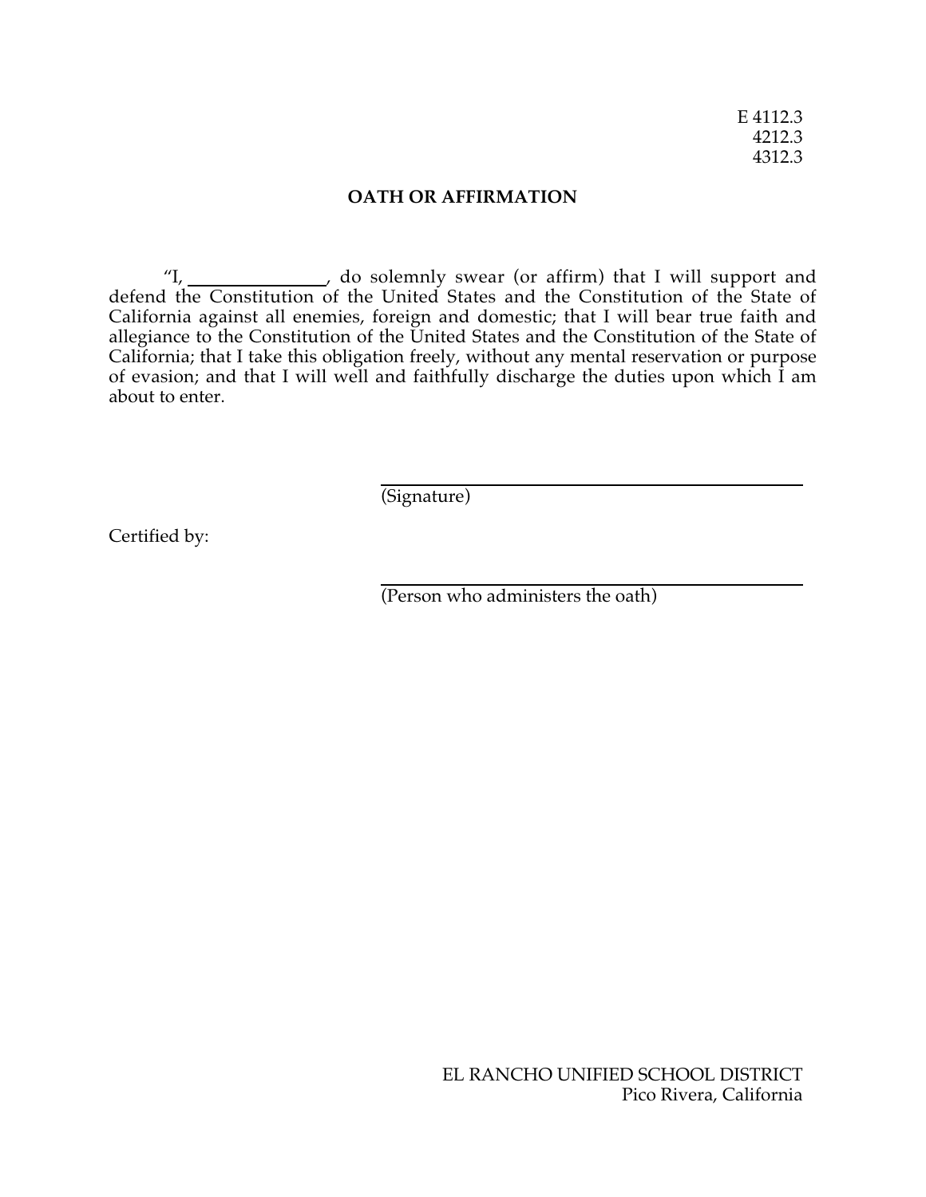E 4112.3
4212.3
4312.3

## OATH OR AFFIRMATION

"I, ______________, do solemnly swear (or affirm) that I will support and defend the Constitution of the United States and the Constitution of the State of California against all enemies, foreign and domestic; that I will bear true faith and allegiance to the Constitution of the United States and the Constitution of the State of California; that I take this obligation freely, without any mental reservation or purpose of evasion; and that I will well and faithfully discharge the duties upon which I am about to enter.

______________________________
(Signature)

Certified by:

______________________________
(Person who administers the oath)

EL RANCHO UNIFIED SCHOOL DISTRICT
Pico Rivera, California